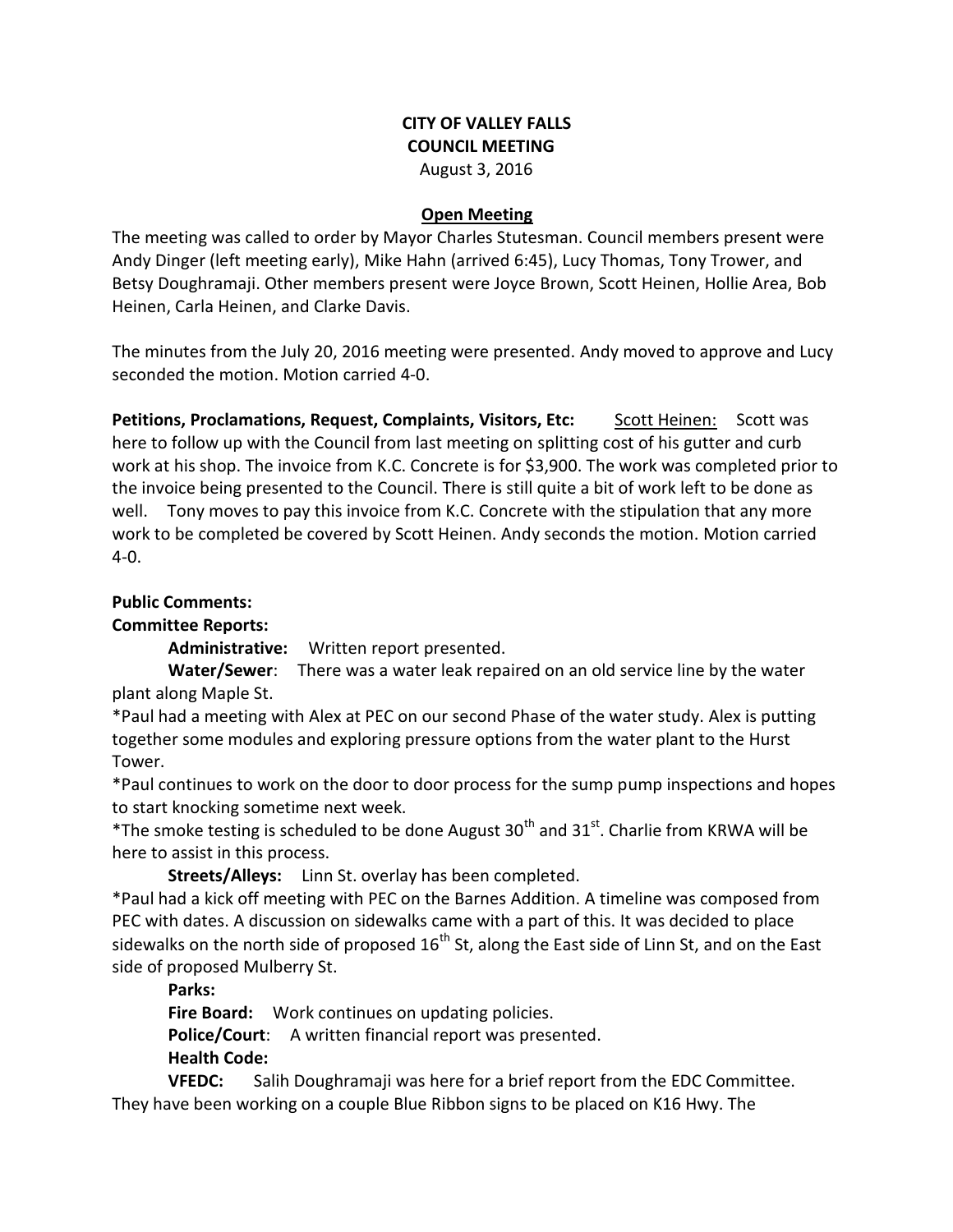**CITY OF VALLEY FALLS**
**COUNCIL MEETING**
August 3, 2016

**Open Meeting**

The meeting was called to order by Mayor Charles Stutesman. Council members present were Andy Dinger (left meeting early), Mike Hahn (arrived 6:45), Lucy Thomas, Tony Trower, and Betsy Doughramaji. Other members present were Joyce Brown, Scott Heinen, Hollie Area, Bob Heinen, Carla Heinen, and Clarke Davis.

The minutes from the July 20, 2016 meeting were presented. Andy moved to approve and Lucy seconded the motion. Motion carried 4-0.

**Petitions, Proclamations, Request, Complaints, Visitors, Etc:** Scott Heinen: Scott was here to follow up with the Council from last meeting on splitting cost of his gutter and curb work at his shop. The invoice from K.C. Concrete is for $3,900. The work was completed prior to the invoice being presented to the Council. There is still quite a bit of work left to be done as well. Tony moves to pay this invoice from K.C. Concrete with the stipulation that any more work to be completed be covered by Scott Heinen. Andy seconds the motion. Motion carried 4-0.

**Public Comments:**

**Committee Reports:**

**Administrative:** Written report presented.

**Water/Sewer**: There was a water leak repaired on an old service line by the water plant along Maple St.

*Paul had a meeting with Alex at PEC on our second Phase of the water study. Alex is putting together some modules and exploring pressure options from the water plant to the Hurst Tower.

*Paul continues to work on the door to door process for the sump pump inspections and hopes to start knocking sometime next week.

*The smoke testing is scheduled to be done August 30th and 31st. Charlie from KRWA will be here to assist in this process.

**Streets/Alleys:** Linn St. overlay has been completed.

*Paul had a kick off meeting with PEC on the Barnes Addition. A timeline was composed from PEC with dates. A discussion on sidewalks came with a part of this. It was decided to place sidewalks on the north side of proposed 16th St, along the East side of Linn St, and on the East side of proposed Mulberry St.

**Parks:**

**Fire Board:** Work continues on updating policies.

**Police/Court**: A written financial report was presented.

**Health Code:**

**VFEDC:** Salih Doughramaji was here for a brief report from the EDC Committee. They have been working on a couple Blue Ribbon signs to be placed on K16 Hwy. The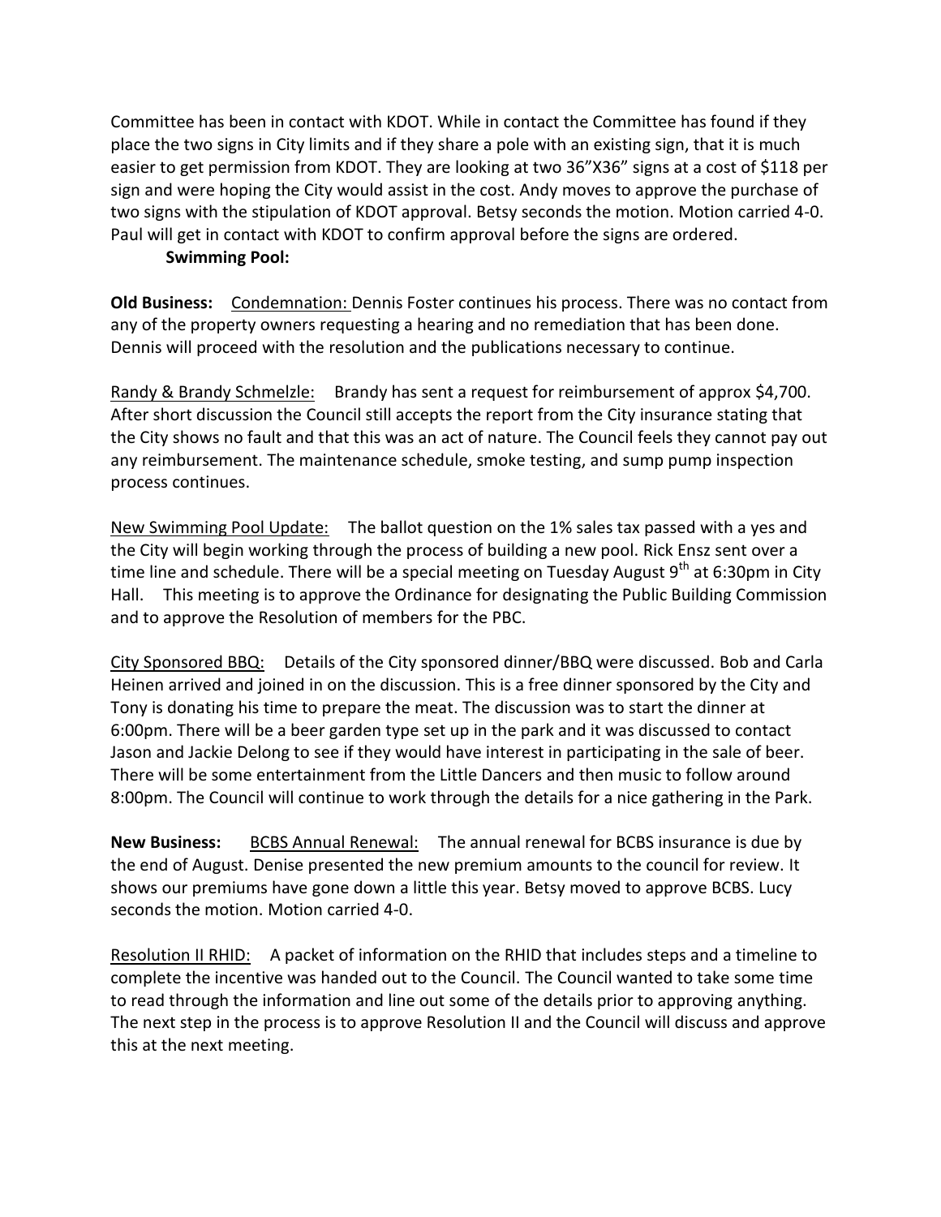Committee has been in contact with KDOT. While in contact the Committee has found if they place the two signs in City limits and if they share a pole with an existing sign, that it is much easier to get permission from KDOT. They are looking at two 36"X36" signs at a cost of $118 per sign and were hoping the City would assist in the cost. Andy moves to approve the purchase of two signs with the stipulation of KDOT approval. Betsy seconds the motion. Motion carried 4-0. Paul will get in contact with KDOT to confirm approval before the signs are ordered.

**Swimming Pool:**

**Old Business:** Condemnation: Dennis Foster continues his process. There was no contact from any of the property owners requesting a hearing and no remediation that has been done. Dennis will proceed with the resolution and the publications necessary to continue.

Randy & Brandy Schmelzle: Brandy has sent a request for reimbursement of approx $4,700. After short discussion the Council still accepts the report from the City insurance stating that the City shows no fault and that this was an act of nature. The Council feels they cannot pay out any reimbursement. The maintenance schedule, smoke testing, and sump pump inspection process continues.

New Swimming Pool Update: The ballot question on the 1% sales tax passed with a yes and the City will begin working through the process of building a new pool. Rick Ensz sent over a time line and schedule. There will be a special meeting on Tuesday August 9th at 6:30pm in City Hall. This meeting is to approve the Ordinance for designating the Public Building Commission and to approve the Resolution of members for the PBC.

City Sponsored BBQ: Details of the City sponsored dinner/BBQ were discussed. Bob and Carla Heinen arrived and joined in on the discussion. This is a free dinner sponsored by the City and Tony is donating his time to prepare the meat. The discussion was to start the dinner at 6:00pm. There will be a beer garden type set up in the park and it was discussed to contact Jason and Jackie Delong to see if they would have interest in participating in the sale of beer. There will be some entertainment from the Little Dancers and then music to follow around 8:00pm. The Council will continue to work through the details for a nice gathering in the Park.

**New Business:** BCBS Annual Renewal: The annual renewal for BCBS insurance is due by the end of August. Denise presented the new premium amounts to the council for review. It shows our premiums have gone down a little this year. Betsy moved to approve BCBS. Lucy seconds the motion. Motion carried 4-0.

Resolution II RHID: A packet of information on the RHID that includes steps and a timeline to complete the incentive was handed out to the Council. The Council wanted to take some time to read through the information and line out some of the details prior to approving anything. The next step in the process is to approve Resolution II and the Council will discuss and approve this at the next meeting.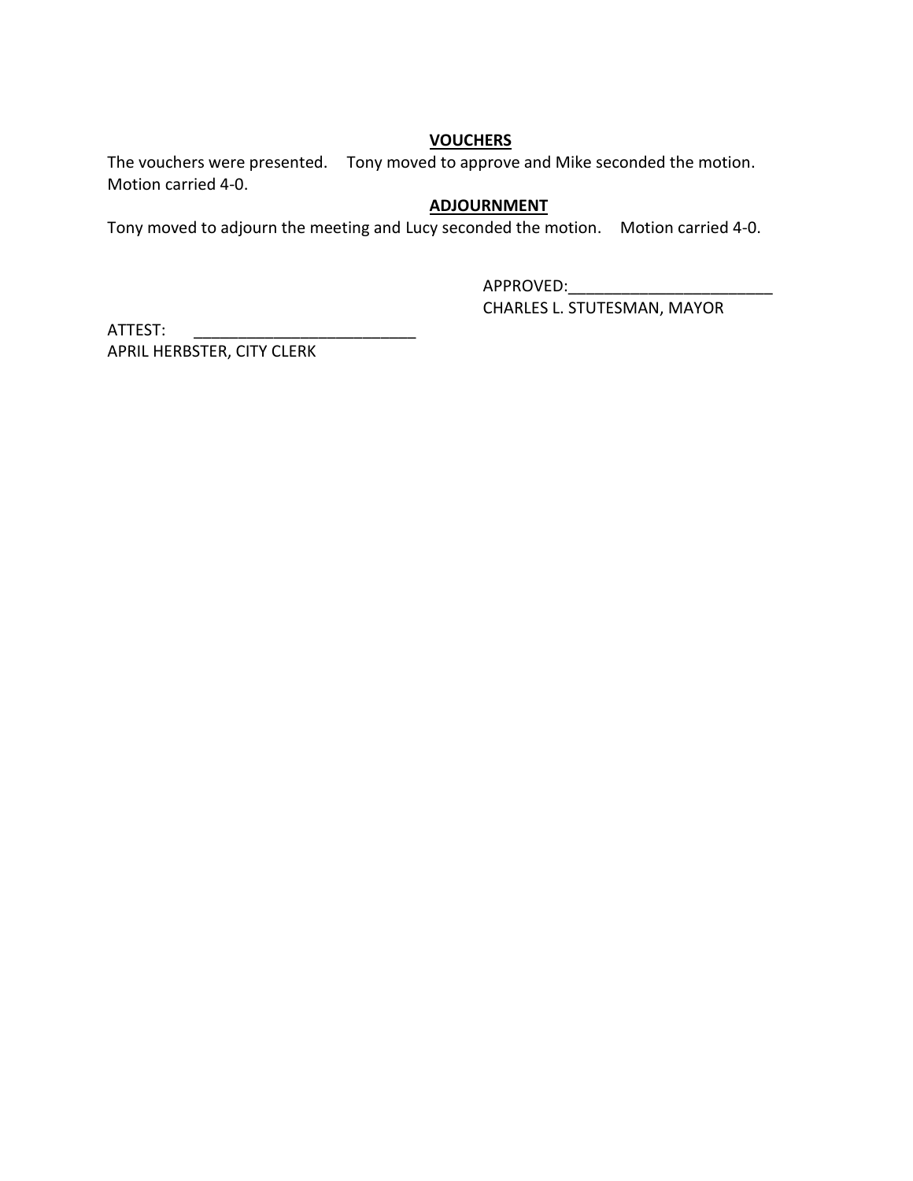**VOUCHERS**

The vouchers were presented. Tony moved to approve and Mike seconded the motion. Motion carried 4-0.

**ADJOURNMENT**

Tony moved to adjourn the meeting and Lucy seconded the motion. Motion carried 4-0.

APPROVED:________________________
CHARLES L. STUTESMAN, MAYOR

ATTEST: __________________________
APRIL HERBSTER, CITY CLERK